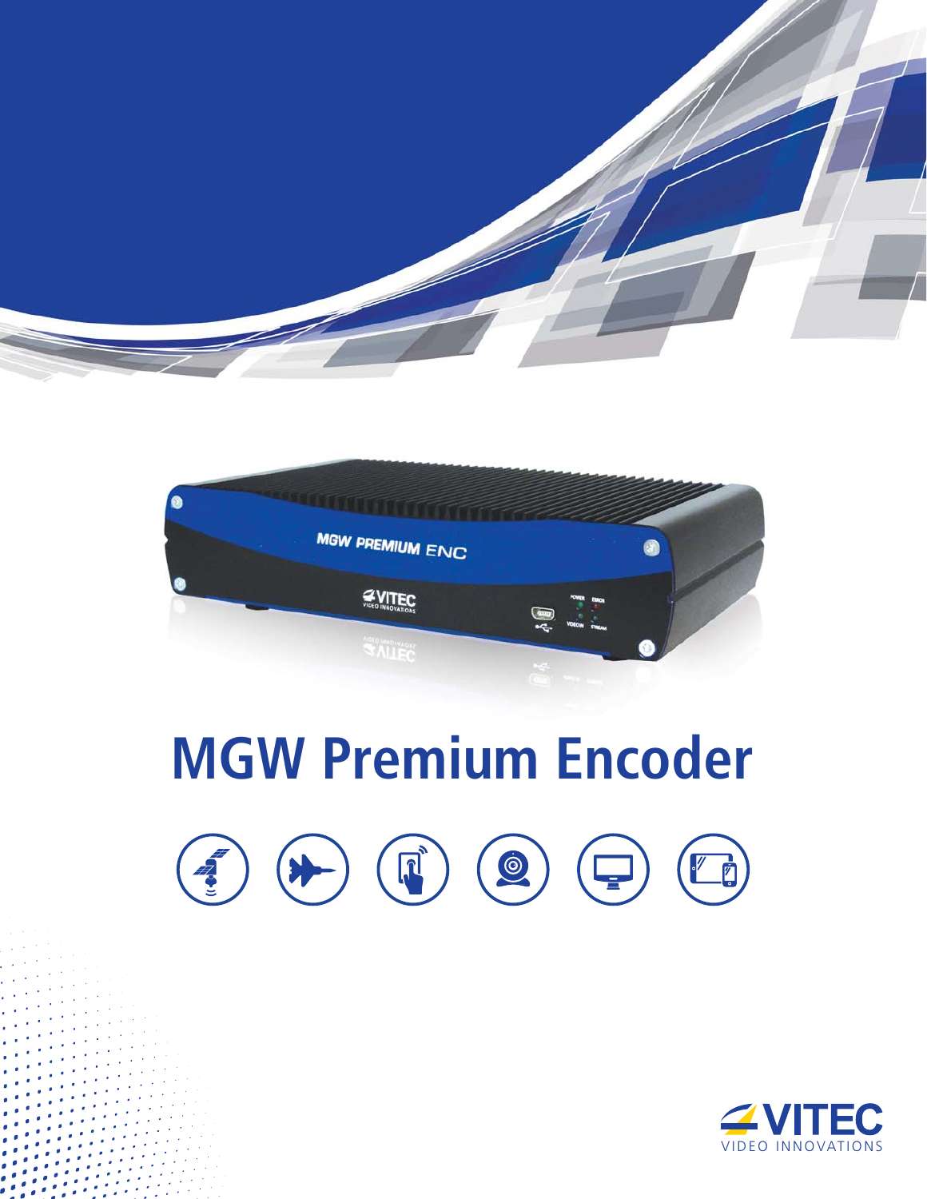# MGW Premium Encoder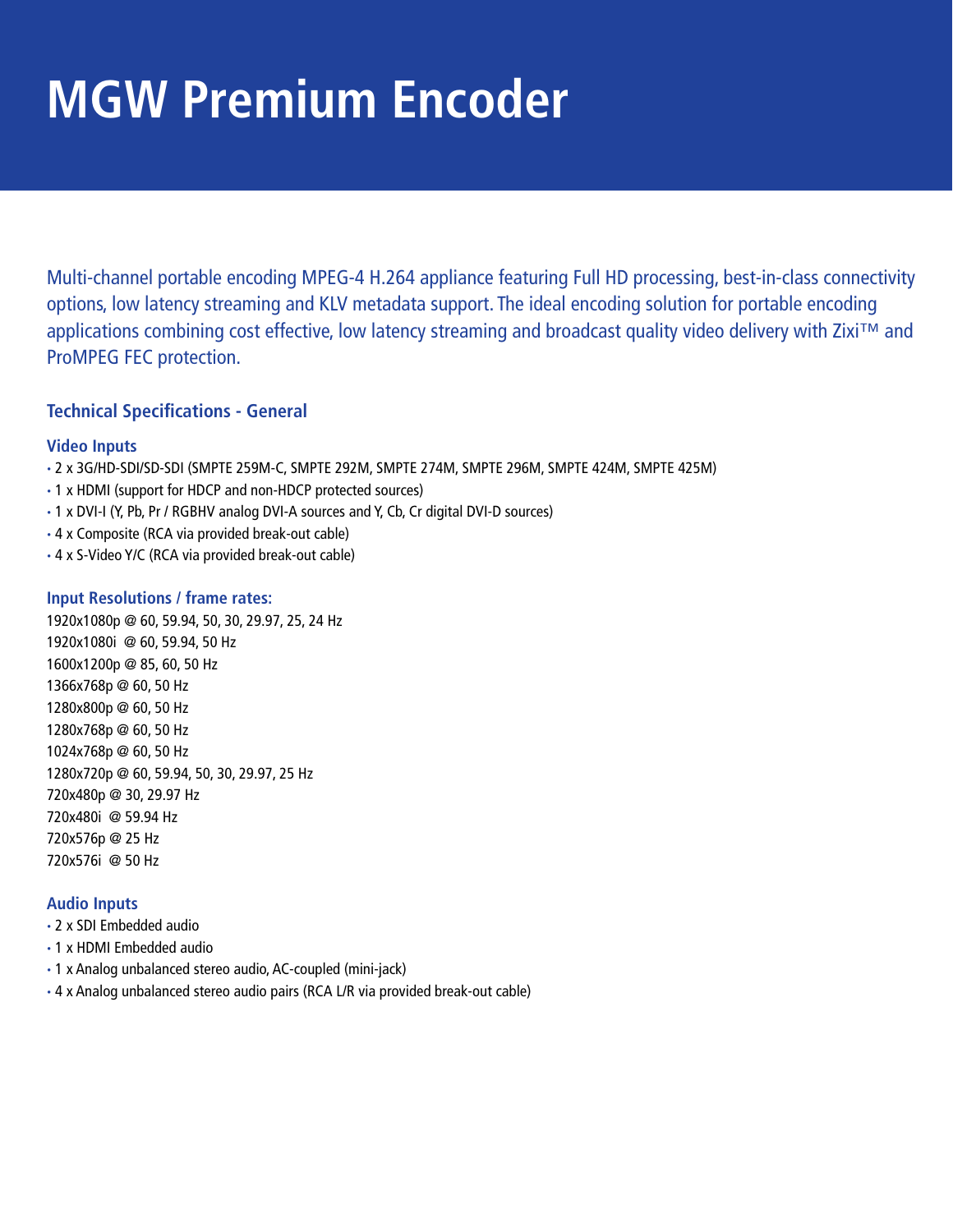# MGW Premium Encoder

Multi-channel portable encoding MPEG-4 H.264 appliance featuring Full HD processing, best-in-class connectivity options, low latency streaming and KLV metadata support. The ideal encoding solution for portable encoding applications combining cost effective, low latency streaming and broadcast quality video delivery with Zixi™ and ProMPEG FEC protection.

## Technical Specifications - General

### Video Inputs

- 2 x 3G/HD-SDI/SD-SDI (SMPTE 259M-C, SMPTE 292M, SMPTE 274M, SMPTE 296M, SMPTE 424M, SMPTE 425M)
- 1 x HDMI (support for HDCP and non-HDCP protected sources)
- 1 x DVI-I (Y, Pb, Pr / RGBHV analog DVI-A sources and Y, Cb, Cr digital DVI-D sources)
- 4 x Composite (RCA via provided break-out cable)
- 4 x S-Video Y/C (RCA via provided break-out cable)

### Input Resolutions / frame rates:

1920x1080p @ 60, 59.94, 50, 30, 29.97, 25, 24 Hz
1920x1080i @ 60, 59.94, 50 Hz
1600x1200p @ 85, 60, 50 Hz
1366x768p @ 60, 50 Hz
1280x800p @ 60, 50 Hz
1280x768p @ 60, 50 Hz
1024x768p @ 60, 50 Hz
1280x720p @ 60, 59.94, 50, 30, 29.97, 25 Hz
720x480p @ 30, 29.97 Hz
720x480i @ 59.94 Hz
720x576p @ 25 Hz
720x576i @ 50 Hz

### Audio Inputs

- 2 x SDI Embedded audio
- 1 x HDMI Embedded audio
- 1 x Analog unbalanced stereo audio, AC-coupled (mini-jack)
- 4 x Analog unbalanced stereo audio pairs (RCA L/R via provided break-out cable)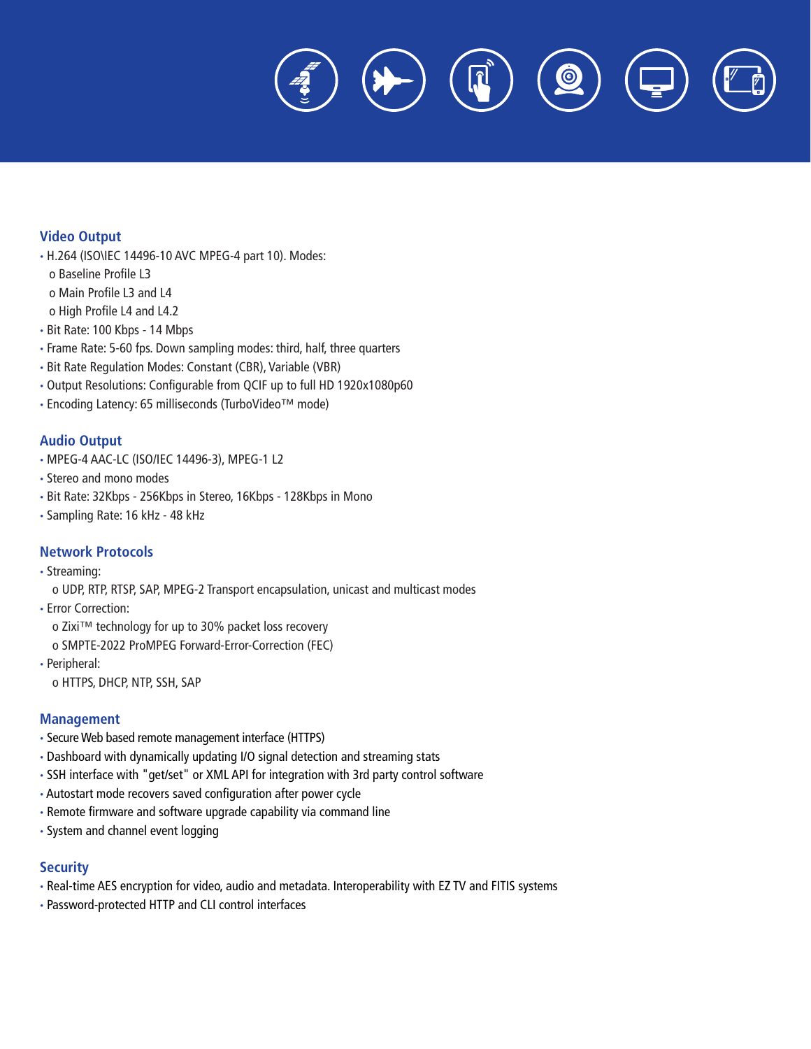## Video Output

- H.264 (ISO\IEC 14496-10 AVC MPEG-4 part 10). Modes:
  - o Baseline Profile L3
  - o Main Profile L3 and L4
  - o High Profile L4 and L4.2
- Bit Rate: 100 Kbps - 14 Mbps
- Frame Rate: 5-60 fps. Down sampling modes: third, half, three quarters
- Bit Rate Regulation Modes: Constant (CBR), Variable (VBR)
- Output Resolutions: Configurable from QCIF up to full HD 1920x1080p60
- Encoding Latency: 65 milliseconds (TurboVideo™ mode)

## Audio Output

- MPEG-4 AAC-LC (ISO/IEC 14496-3), MPEG-1 L2
- Stereo and mono modes
- Bit Rate: 32Kbps - 256Kbps in Stereo, 16Kbps - 128Kbps in Mono
- Sampling Rate: 16 kHz - 48 kHz

## Network Protocols

- Streaming:
  - o UDP, RTP, RTSP, SAP, MPEG-2 Transport encapsulation, unicast and multicast modes
- Error Correction:
  - o Zixi™ technology for up to 30% packet loss recovery
  - o SMPTE-2022 ProMPEG Forward-Error-Correction (FEC)
- Peripheral:
  - o HTTPS, DHCP, NTP, SSH, SAP

## Management

- Secure Web based remote management interface (HTTPS)
- Dashboard with dynamically updating I/O signal detection and streaming stats
- SSH interface with "get/set" or XML API for integration with 3rd party control software
- Autostart mode recovers saved configuration after power cycle
- Remote firmware and software upgrade capability via command line
- System and channel event logging

## Security

- Real-time AES encryption for video, audio and metadata. Interoperability with EZ TV and FITIS systems
- Password-protected HTTP and CLI control interfaces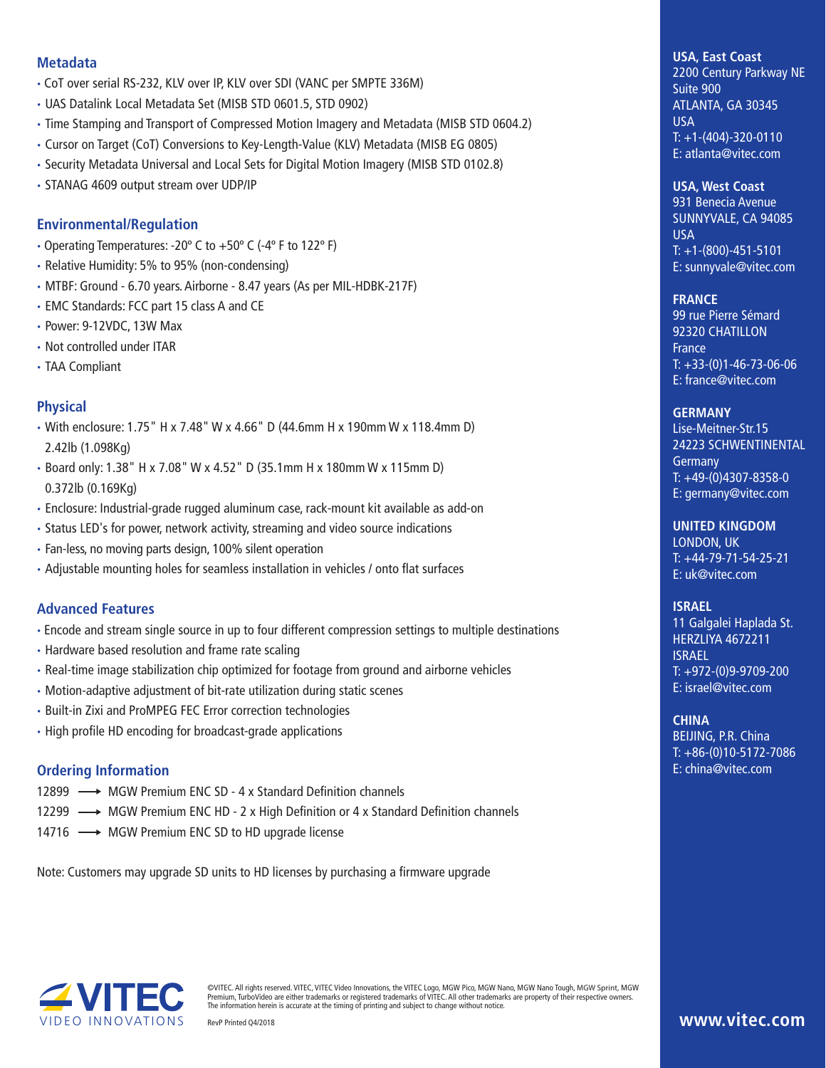## Metadata

- CoT over serial RS-232, KLV over IP, KLV over SDI (VANC per SMPTE 336M)
- UAS Datalink Local Metadata Set (MISB STD 0601.5, STD 0902)
- Time Stamping and Transport of Compressed Motion Imagery and Metadata (MISB STD 0604.2)
- Cursor on Target (CoT) Conversions to Key-Length-Value (KLV) Metadata (MISB EG 0805)
- Security Metadata Universal and Local Sets for Digital Motion Imagery (MISB STD 0102.8)
- STANAG 4609 output stream over UDP/IP

## Environmental/Regulation

- Operating Temperatures: -20º C to +50º C (-4º F to 122º F)
- Relative Humidity: 5% to 95% (non-condensing)
- MTBF: Ground - 6.70 years. Airborne - 8.47 years (As per MIL-HDBK-217F)
- EMC Standards: FCC part 15 class A and CE
- Power: 9-12VDC, 13W Max
- Not controlled under ITAR
- TAA Compliant

## Physical

- With enclosure: 1.75" H x 7.48" W x 4.66" D (44.6mm H x 190mm W x 118.4mm D) 2.42lb (1.098Kg)
- Board only: 1.38" H x 7.08" W x 4.52" D (35.1mm H x 180mm W x 115mm D) 0.372lb (0.169Kg)
- Enclosure: Industrial-grade rugged aluminum case, rack-mount kit available as add-on
- Status LED's for power, network activity, streaming and video source indications
- Fan-less, no moving parts design, 100% silent operation
- Adjustable mounting holes for seamless installation in vehicles / onto flat surfaces

## Advanced Features

- Encode and stream single source in up to four different compression settings to multiple destinations
- Hardware based resolution and frame rate scaling
- Real-time image stabilization chip optimized for footage from ground and airborne vehicles
- Motion-adaptive adjustment of bit-rate utilization during static scenes
- Built-in Zixi and ProMPEG FEC Error correction technologies
- High profile HD encoding for broadcast-grade applications

## Ordering Information

12899 ⟶ MGW Premium ENC SD - 4 x Standard Definition channels

12299 ⟶ MGW Premium ENC HD - 2 x High Definition or 4 x Standard Definition channels

14716 ⟶ MGW Premium ENC SD to HD upgrade license

Note: Customers may upgrade SD units to HD licenses by purchasing a firmware upgrade

**USA, East Coast**
2200 Century Parkway NE
Suite 900
ATLANTA, GA 30345
USA
T: +1-(404)-320-0110
E: atlanta@vitec.com

**USA, West Coast**
931 Benecia Avenue
SUNNYVALE, CA 94085
USA
T: +1-(800)-451-5101
E: sunnyvale@vitec.com

**FRANCE**
99 rue Pierre Sémard
92320 CHATILLON
France
T: +33-(0)1-46-73-06-06
E: france@vitec.com

**GERMANY**
Lise-Meitner-Str.15
24223 SCHWENTINENTAL
Germany
T: +49-(0)4307-8358-0
E: germany@vitec.com

**UNITED KINGDOM**
LONDON, UK
T: +44-79-71-54-25-21
E: uk@vitec.com

**ISRAEL**
11 Galgalei Haplada St.
HERZLIYA 4672211
ISRAEL
T: +972-(0)9-9709-200
E: israel@vitec.com

**CHINA**
BEIJING, P.R. China
T: +86-(0)10-5172-7086
E: china@vitec.com

VITEC VIDEO INNOVATIONS

©VITEC. All rights reserved. VITEC, VITEC Video Innovations, the VITEC Logo, MGW Pico, MGW Nano, MGW Nano Tough, MGW Sprint, MGW Premium, TurboVideo are either trademarks or registered trademarks of VITEC. All other trademarks are property of their respective owners. The information herein is accurate at the timing of printing and subject to change without notice.

RevP Printed Q4/2018

**www.vitec.com**